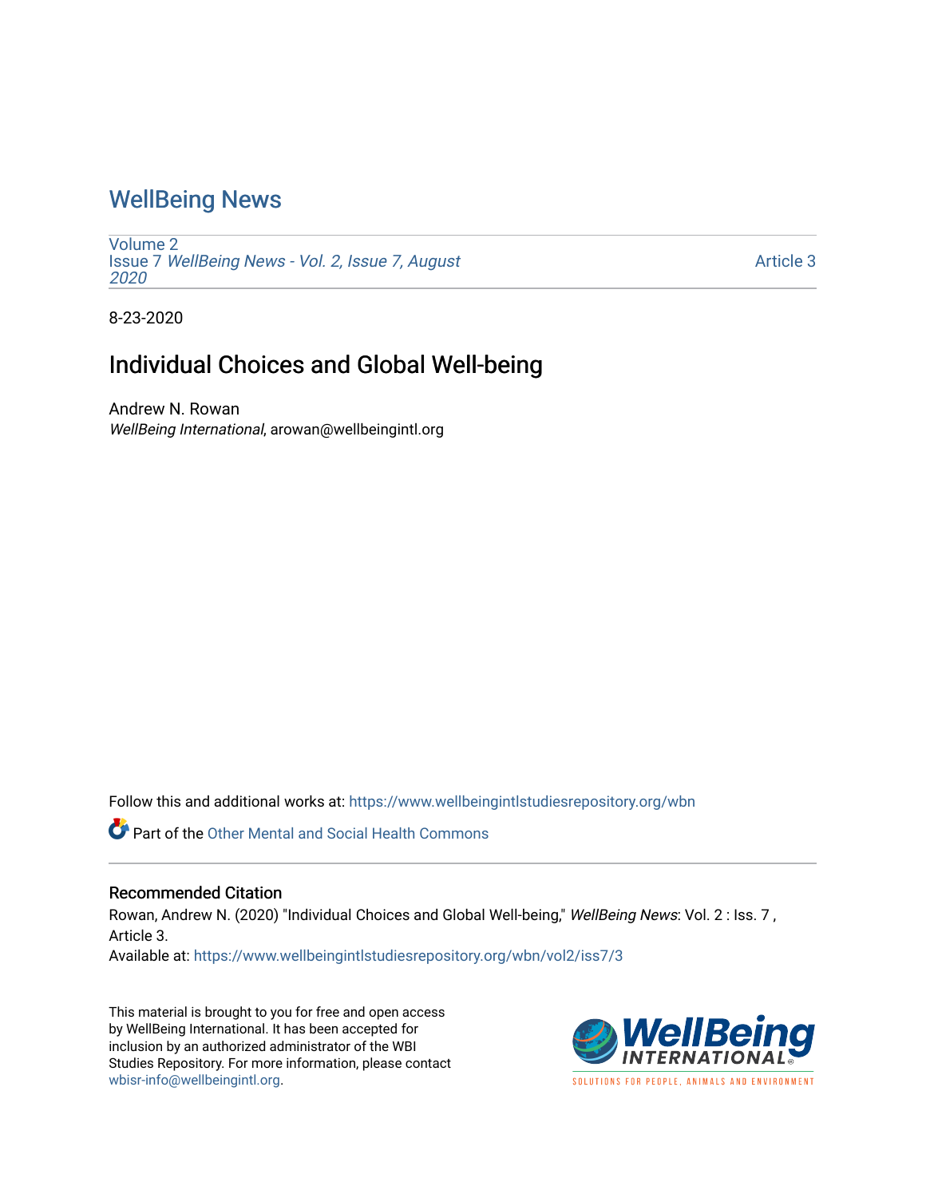# WellBeing News

Volume 2
Issue 7 *WellBeing News - Vol. 2, Issue 7, August 2020*

Article 3

8-23-2020

## Individual Choices and Global Well-being

Andrew N. Rowan
*WellBeing International*, arowan@wellbeingintl.org

Follow this and additional works at: https://www.wellbeingintlstudiesrepository.org/wbn

Part of the Other Mental and Social Health Commons

### Recommended Citation

Rowan, Andrew N. (2020) "Individual Choices and Global Well-being," *WellBeing News*: Vol. 2 : Iss. 7 , Article 3.
Available at: https://www.wellbeingintlstudiesrepository.org/wbn/vol2/iss7/3

This material is brought to you for free and open access by WellBeing International. It has been accepted for inclusion by an authorized administrator of the WBI Studies Repository. For more information, please contact wbisr-info@wellbeingintl.org.

WellBeing INTERNATIONAL
SOLUTIONS FOR PEOPLE, ANIMALS AND ENVIRONMENT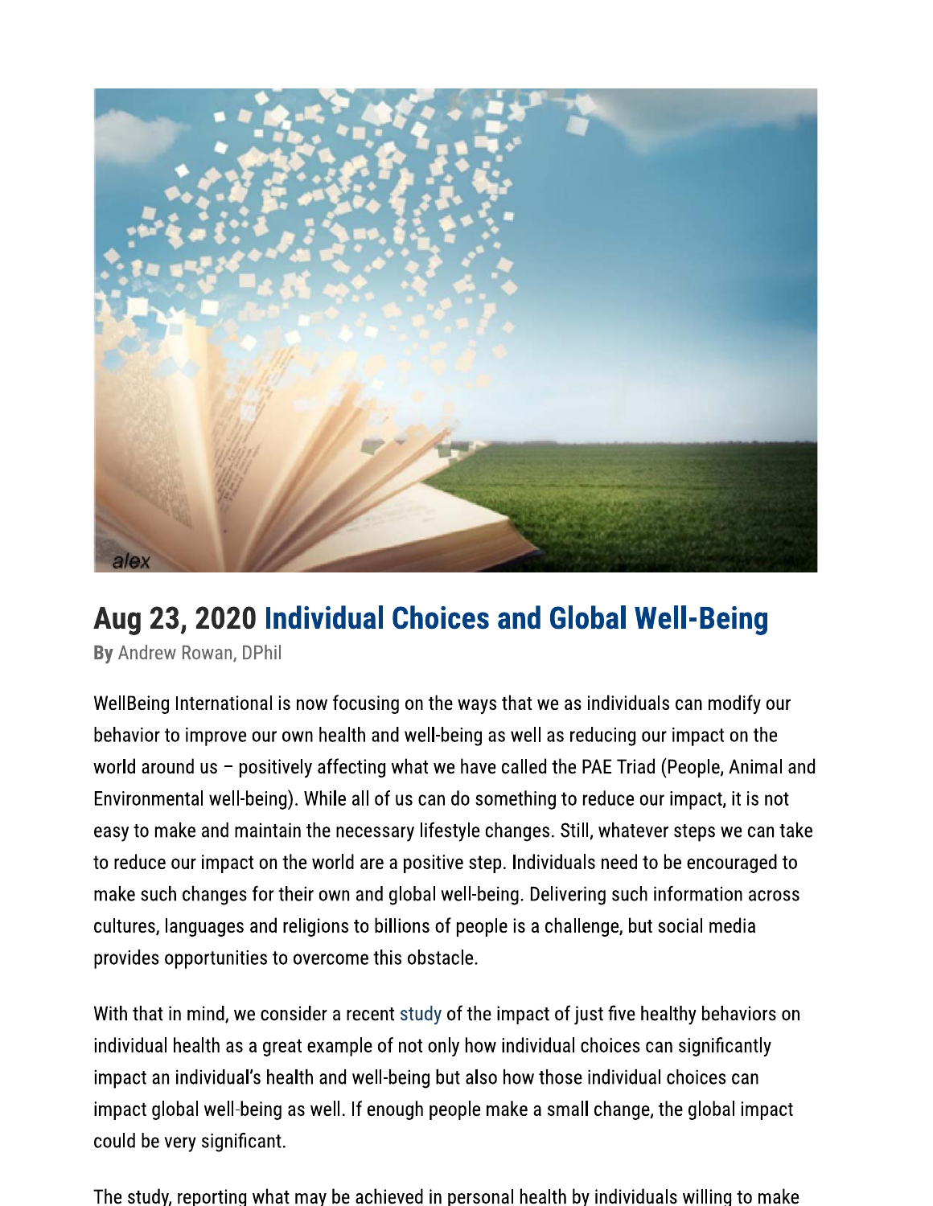## Aug 23, 2020 Individual Choices and Global Well-Being

**By** Andrew Rowan, DPhil

WellBeing International is now focusing on the ways that we as individuals can modify our behavior to improve our own health and well-being as well as reducing our impact on the world around us – positively affecting what we have called the PAE Triad (People, Animal and Environmental well-being). While all of us can do something to reduce our impact, it is not easy to make and maintain the necessary lifestyle changes. Still, whatever steps we can take to reduce our impact on the world are a positive step. Individuals need to be encouraged to make such changes for their own and global well-being. Delivering such information across cultures, languages and religions to billions of people is a challenge, but social media provides opportunities to overcome this obstacle.

With that in mind, we consider a recent study of the impact of just five healthy behaviors on individual health as a great example of not only how individual choices can significantly impact an individual's health and well-being but also how those individual choices can impact global well-being as well. If enough people make a small change, the global impact could be very significant.

The study, reporting what may be achieved in personal health by individuals willing to make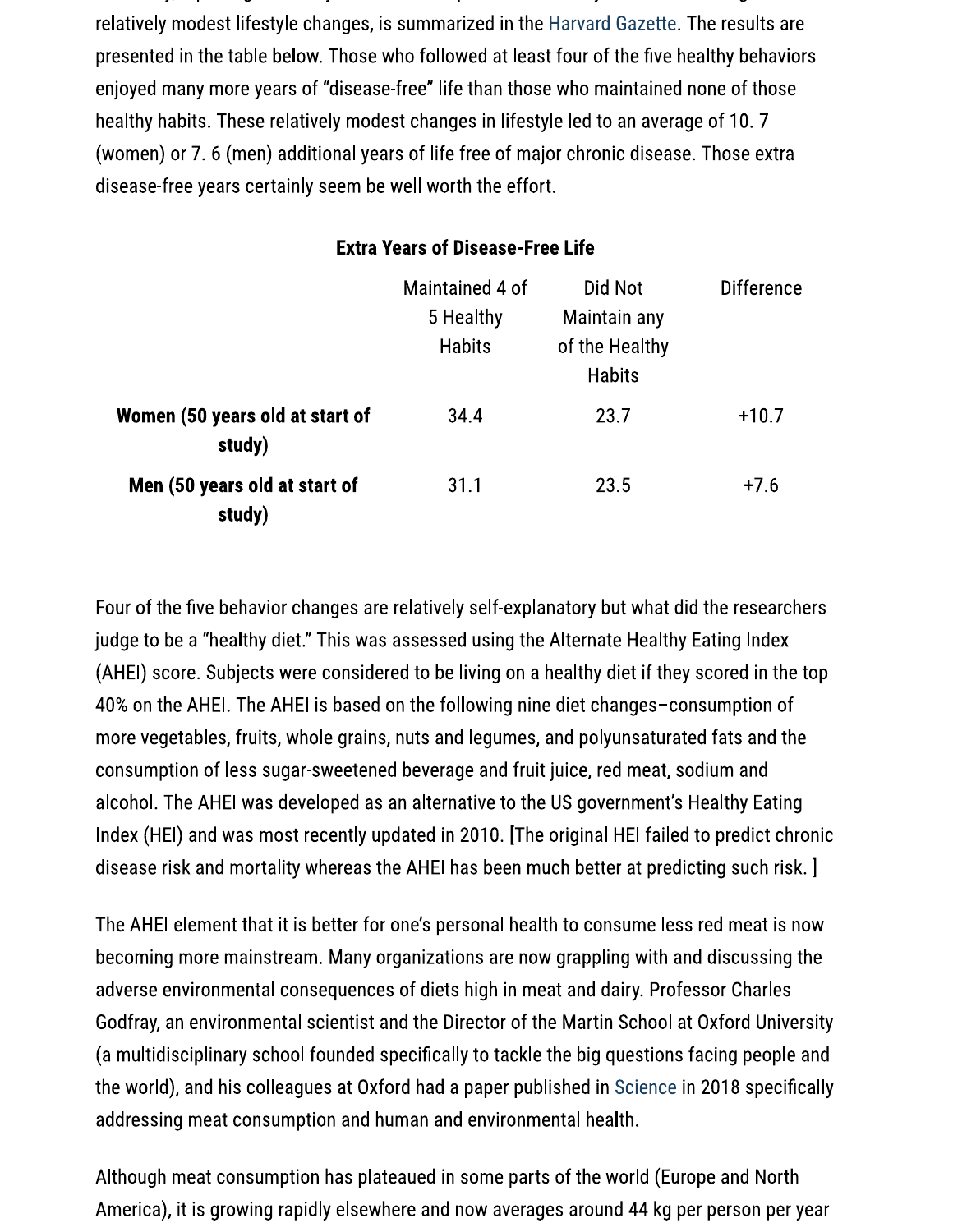relatively modest lifestyle changes, is summarized in the Harvard Gazette. The results are presented in the table below. Those who followed at least four of the five healthy behaviors enjoyed many more years of "disease-free" life than those who maintained none of those healthy habits. These relatively modest changes in lifestyle led to an average of 10. 7 (women) or 7. 6 (men) additional years of life free of major chronic disease. Those extra disease-free years certainly seem be well worth the effort.

**Extra Years of Disease-Free Life**

| | Maintained 4 of 5 Healthy Habits | Did Not Maintain any of the Healthy Habits | Difference |
|---|---|---|---|
| **Women (50 years old at start of study)** | 34.4 | 23.7 | +10.7 |
| **Men (50 years old at start of study)** | 31.1 | 23.5 | +7.6 |

Four of the five behavior changes are relatively self-explanatory but what did the researchers judge to be a "healthy diet." This was assessed using the Alternate Healthy Eating Index (AHEI) score. Subjects were considered to be living on a healthy diet if they scored in the top 40% on the AHEI. The AHEI is based on the following nine diet changes–consumption of more vegetables, fruits, whole grains, nuts and legumes, and polyunsaturated fats and the consumption of less sugar-sweetened beverage and fruit juice, red meat, sodium and alcohol. The AHEI was developed as an alternative to the US government's Healthy Eating Index (HEI) and was most recently updated in 2010. [The original HEI failed to predict chronic disease risk and mortality whereas the AHEI has been much better at predicting such risk. ]

The AHEI element that it is better for one's personal health to consume less red meat is now becoming more mainstream. Many organizations are now grappling with and discussing the adverse environmental consequences of diets high in meat and dairy. Professor Charles Godfray, an environmental scientist and the Director of the Martin School at Oxford University (a multidisciplinary school founded specifically to tackle the big questions facing people and the world), and his colleagues at Oxford had a paper published in Science in 2018 specifically addressing meat consumption and human and environmental health.

Although meat consumption has plateaued in some parts of the world (Europe and North America), it is growing rapidly elsewhere and now averages around 44 kg per person per year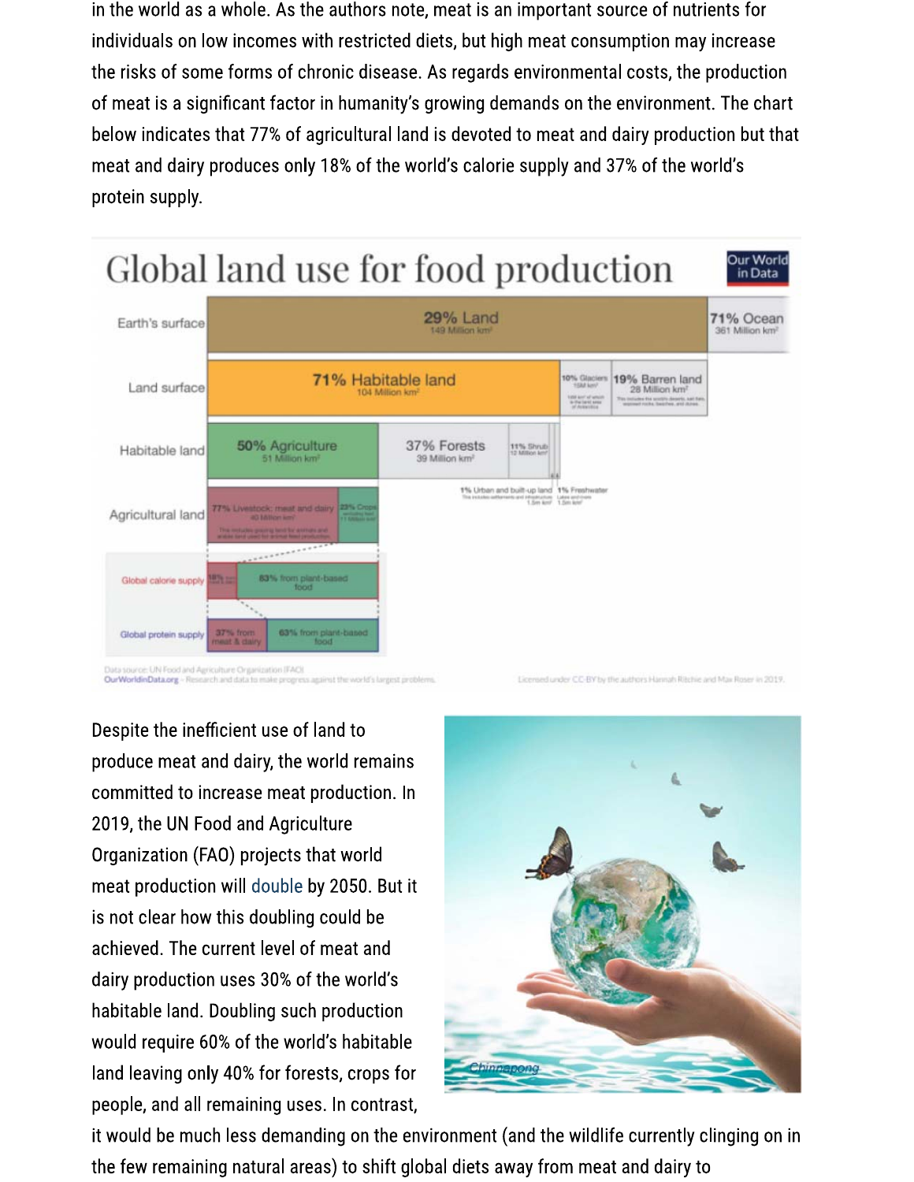in the world as a whole. As the authors note, meat is an important source of nutrients for individuals on low incomes with restricted diets, but high meat consumption may increase the risks of some forms of chronic disease. As regards environmental costs, the production of meat is a significant factor in humanity's growing demands on the environment. The chart below indicates that 77% of agricultural land is devoted to meat and dairy production but that meat and dairy produces only 18% of the world's calorie supply and 37% of the world's protein supply.

Despite the inefficient use of land to produce meat and dairy, the world remains committed to increase meat production. In 2019, the UN Food and Agriculture Organization (FAO) projects that world meat production will double by 2050. But it is not clear how this doubling could be achieved. The current level of meat and dairy production uses 30% of the world's habitable land. Doubling such production would require 60% of the world's habitable land leaving only 40% for forests, crops for people, and all remaining uses. In contrast, it would be much less demanding on the environment (and the wildlife currently clinging on in the few remaining natural areas) to shift global diets away from meat and dairy to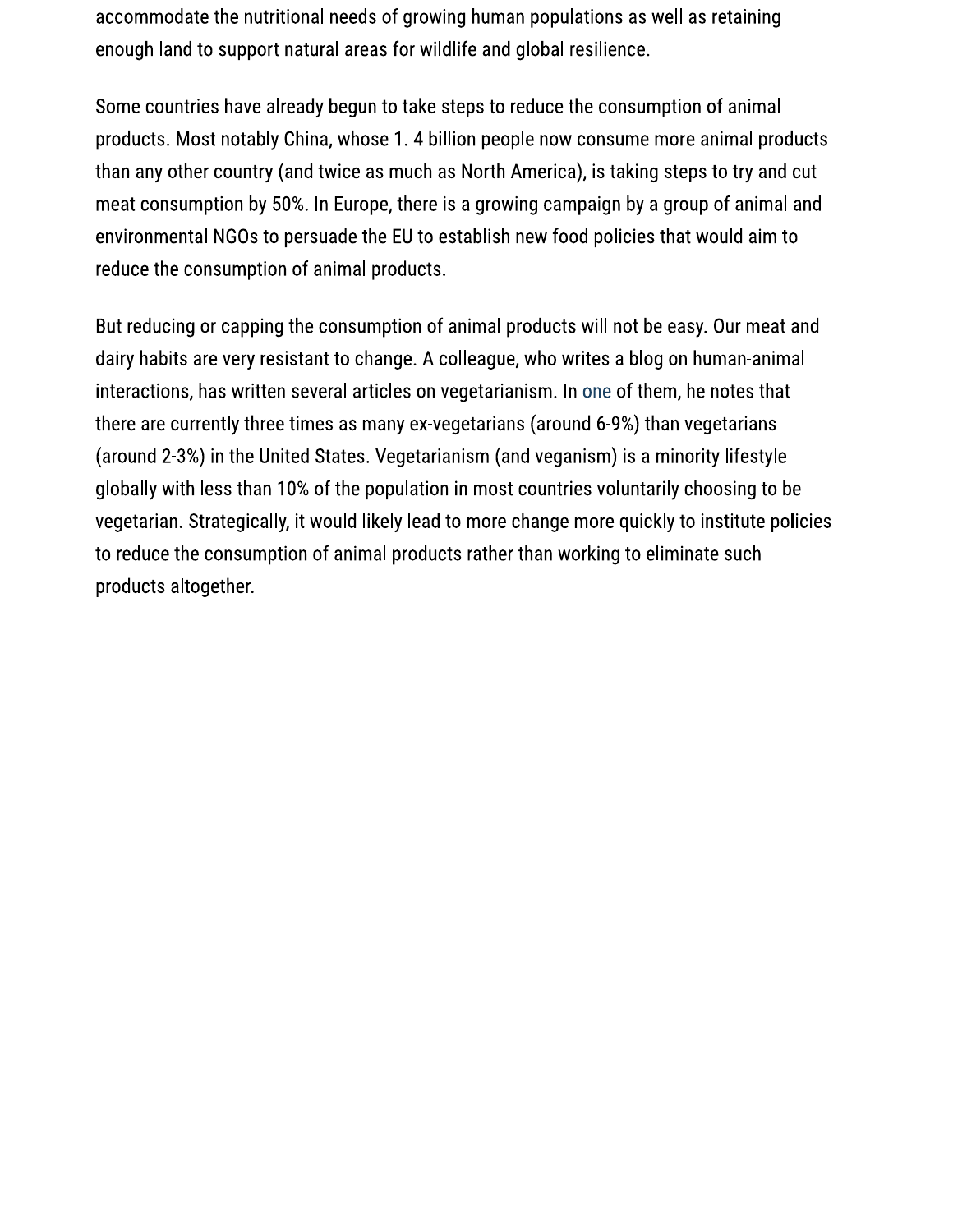accommodate the nutritional needs of growing human populations as well as retaining enough land to support natural areas for wildlife and global resilience.

Some countries have already begun to take steps to reduce the consumption of animal products. Most notably China, whose 1. 4 billion people now consume more animal products than any other country (and twice as much as North America), is taking steps to try and cut meat consumption by 50%. In Europe, there is a growing campaign by a group of animal and environmental NGOs to persuade the EU to establish new food policies that would aim to reduce the consumption of animal products.

But reducing or capping the consumption of animal products will not be easy. Our meat and dairy habits are very resistant to change. A colleague, who writes a blog on human-animal interactions, has written several articles on vegetarianism. In one of them, he notes that there are currently three times as many ex-vegetarians (around 6-9%) than vegetarians (around 2-3%) in the United States. Vegetarianism (and veganism) is a minority lifestyle globally with less than 10% of the population in most countries voluntarily choosing to be vegetarian. Strategically, it would likely lead to more change more quickly to institute policies to reduce the consumption of animal products rather than working to eliminate such products altogether.